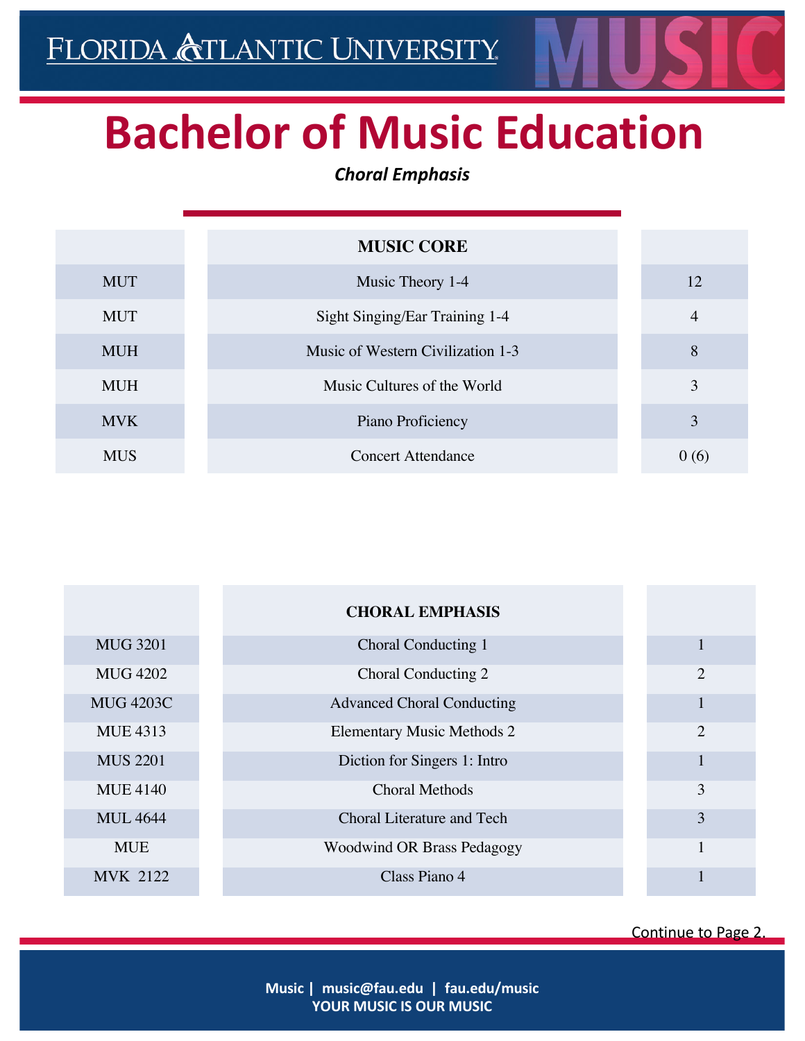# Bachelor of Music Education

***Choral Emphasis***

| | MUSIC CORE | |
|---|---|---|
| MUT | Music Theory 1-4 | 12 |
| MUT | Sight Singing/Ear Training 1-4 | 4 |
| MUH | Music of Western Civilization 1-3 | 8 |
| MUH | Music Cultures of the World | 3 |
| MVK | Piano Proficiency | 3 |
| MUS | Concert Attendance | 0 (6) |

| | CHORAL EMPHASIS | |
|---|---|---|
| MUG 3201 | Choral Conducting 1 | 1 |
| MUG 4202 | Choral Conducting 2 | 2 |
| MUG 4203C | Advanced Choral Conducting | 1 |
| MUE 4313 | Elementary Music Methods 2 | 2 |
| MUS 2201 | Diction for Singers 1: Intro | 1 |
| MUE 4140 | Choral Methods | 3 |
| MUL 4644 | Choral Literature and Tech | 3 |
| MUE | Woodwind OR Brass Pedagogy | 1 |
| MVK 2122 | Class Piano 4 | 1 |

Continue to Page 2.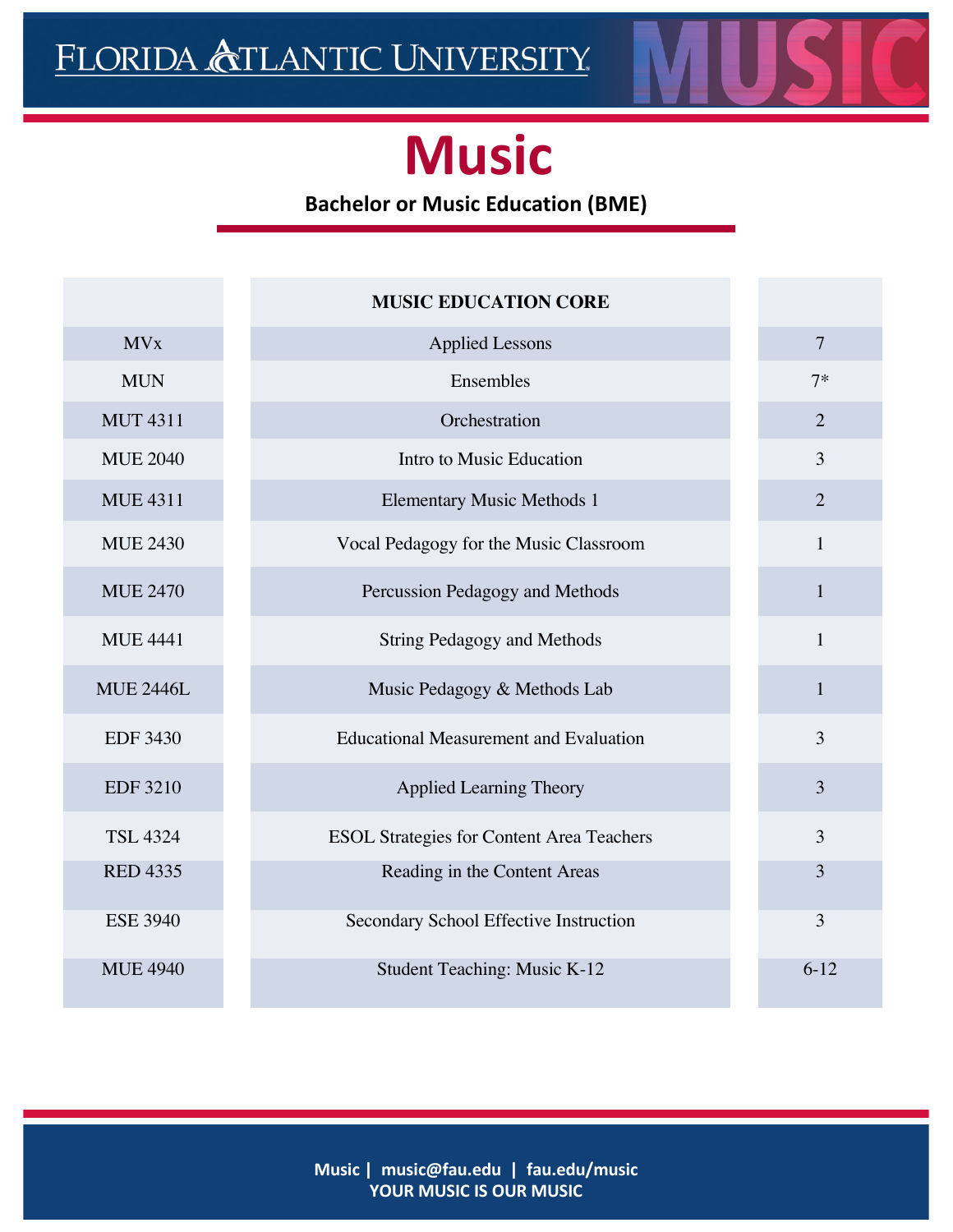# Music

**Bachelor or Music Education (BME)**

| | MUSIC EDUCATION CORE | |
|---|---|---|
| MVx | Applied Lessons | 7 |
| MUN | Ensembles | 7* |
| MUT 4311 | Orchestration | 2 |
| MUE 2040 | Intro to Music Education | 3 |
| MUE 4311 | Elementary Music Methods 1 | 2 |
| MUE 2430 | Vocal Pedagogy for the Music Classroom | 1 |
| MUE 2470 | Percussion Pedagogy and Methods | 1 |
| MUE 4441 | String Pedagogy and Methods | 1 |
| MUE 2446L | Music Pedagogy & Methods Lab | 1 |
| EDF 3430 | Educational Measurement and Evaluation | 3 |
| EDF 3210 | Applied Learning Theory | 3 |
| TSL 4324 | ESOL Strategies for Content Area Teachers | 3 |
| RED 4335 | Reading in the Content Areas | 3 |
| ESE 3940 | Secondary School Effective Instruction | 3 |
| MUE 4940 | Student Teaching: Music K-12 | 6-12 |

**Music | music@fau.edu | fau.edu/music**
**YOUR MUSIC IS OUR MUSIC**